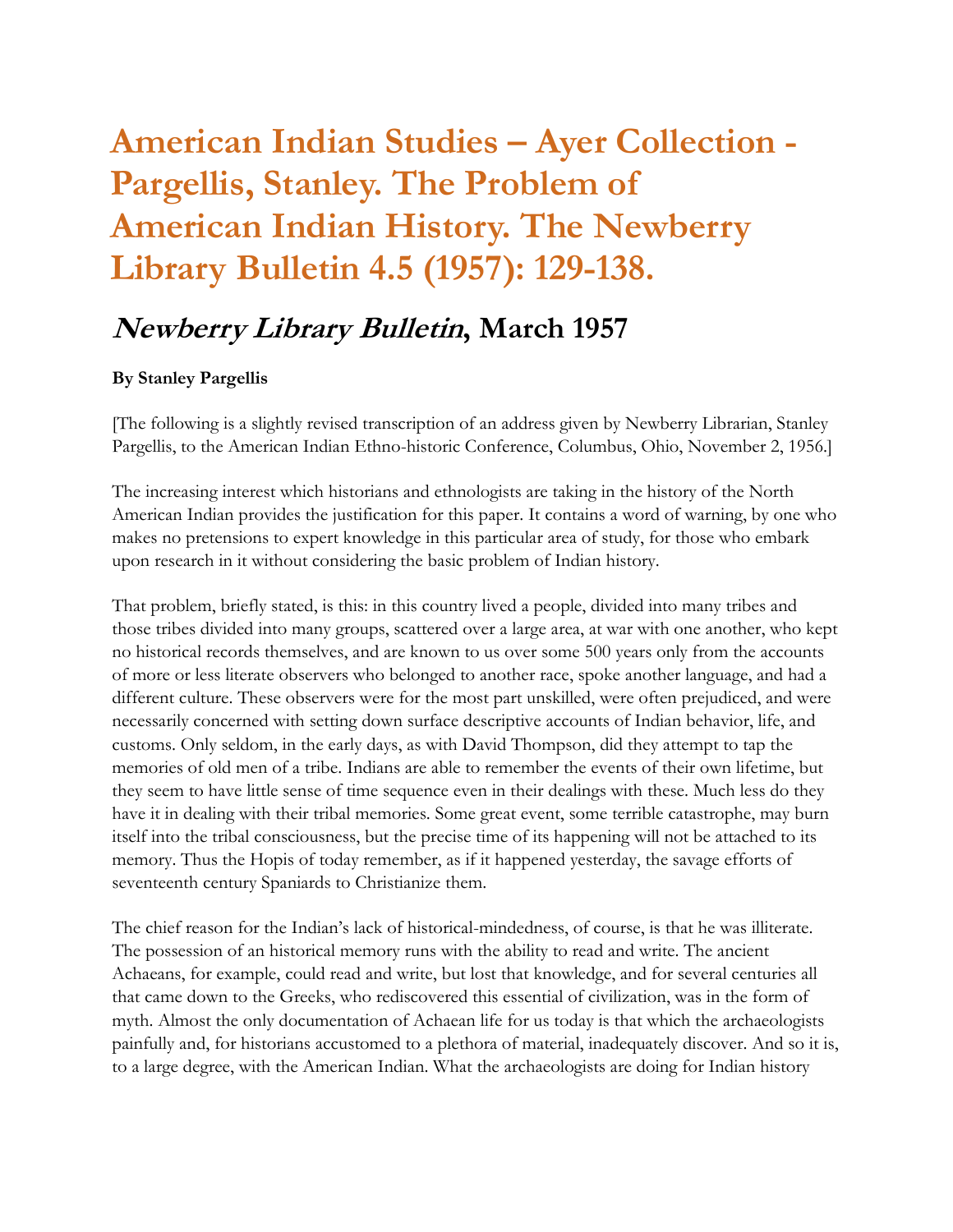# American Indian Studies – Ayer Collection - Pargellis, Stanley. The Problem of American Indian History. The Newberry Library Bulletin 4.5 (1957): 129-138.

## *Newberry Library Bulletin*, March 1957

**By Stanley Pargellis**

[The following is a slightly revised transcription of an address given by Newberry Librarian, Stanley Pargellis, to the American Indian Ethno-historic Conference, Columbus, Ohio, November 2, 1956.]

The increasing interest which historians and ethnologists are taking in the history of the North American Indian provides the justification for this paper. It contains a word of warning, by one who makes no pretensions to expert knowledge in this particular area of study, for those who embark upon research in it without considering the basic problem of Indian history.

That problem, briefly stated, is this: in this country lived a people, divided into many tribes and those tribes divided into many groups, scattered over a large area, at war with one another, who kept no historical records themselves, and are known to us over some 500 years only from the accounts of more or less literate observers who belonged to another race, spoke another language, and had a different culture. These observers were for the most part unskilled, were often prejudiced, and were necessarily concerned with setting down surface descriptive accounts of Indian behavior, life, and customs. Only seldom, in the early days, as with David Thompson, did they attempt to tap the memories of old men of a tribe. Indians are able to remember the events of their own lifetime, but they seem to have little sense of time sequence even in their dealings with these. Much less do they have it in dealing with their tribal memories. Some great event, some terrible catastrophe, may burn itself into the tribal consciousness, but the precise time of its happening will not be attached to its memory. Thus the Hopis of today remember, as if it happened yesterday, the savage efforts of seventeenth century Spaniards to Christianize them.

The chief reason for the Indian's lack of historical-mindedness, of course, is that he was illiterate. The possession of an historical memory runs with the ability to read and write. The ancient Achaeans, for example, could read and write, but lost that knowledge, and for several centuries all that came down to the Greeks, who rediscovered this essential of civilization, was in the form of myth. Almost the only documentation of Achaean life for us today is that which the archaeologists painfully and, for historians accustomed to a plethora of material, inadequately discover. And so it is, to a large degree, with the American Indian. What the archaeologists are doing for Indian history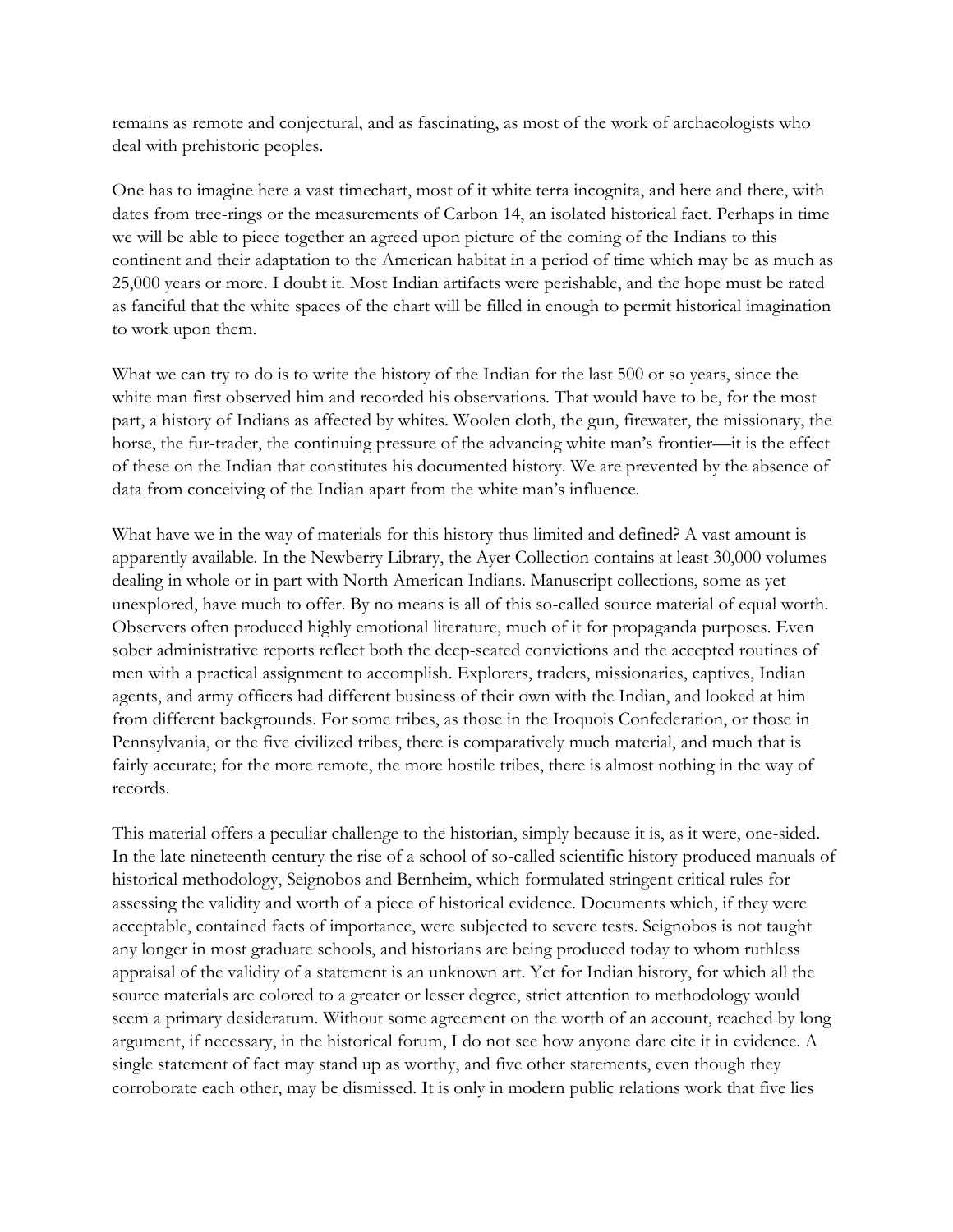remains as remote and conjectural, and as fascinating, as most of the work of archaeologists who deal with prehistoric peoples.

One has to imagine here a vast timechart, most of it white terra incognita, and here and there, with dates from tree-rings or the measurements of Carbon 14, an isolated historical fact. Perhaps in time we will be able to piece together an agreed upon picture of the coming of the Indians to this continent and their adaptation to the American habitat in a period of time which may be as much as 25,000 years or more. I doubt it. Most Indian artifacts were perishable, and the hope must be rated as fanciful that the white spaces of the chart will be filled in enough to permit historical imagination to work upon them.

What we can try to do is to write the history of the Indian for the last 500 or so years, since the white man first observed him and recorded his observations. That would have to be, for the most part, a history of Indians as affected by whites. Woolen cloth, the gun, firewater, the missionary, the horse, the fur-trader, the continuing pressure of the advancing white man's frontier—it is the effect of these on the Indian that constitutes his documented history. We are prevented by the absence of data from conceiving of the Indian apart from the white man's influence.

What have we in the way of materials for this history thus limited and defined? A vast amount is apparently available. In the Newberry Library, the Ayer Collection contains at least 30,000 volumes dealing in whole or in part with North American Indians. Manuscript collections, some as yet unexplored, have much to offer. By no means is all of this so-called source material of equal worth. Observers often produced highly emotional literature, much of it for propaganda purposes. Even sober administrative reports reflect both the deep-seated convictions and the accepted routines of men with a practical assignment to accomplish. Explorers, traders, missionaries, captives, Indian agents, and army officers had different business of their own with the Indian, and looked at him from different backgrounds. For some tribes, as those in the Iroquois Confederation, or those in Pennsylvania, or the five civilized tribes, there is comparatively much material, and much that is fairly accurate; for the more remote, the more hostile tribes, there is almost nothing in the way of records.

This material offers a peculiar challenge to the historian, simply because it is, as it were, one-sided. In the late nineteenth century the rise of a school of so-called scientific history produced manuals of historical methodology, Seignobos and Bernheim, which formulated stringent critical rules for assessing the validity and worth of a piece of historical evidence. Documents which, if they were acceptable, contained facts of importance, were subjected to severe tests. Seignobos is not taught any longer in most graduate schools, and historians are being produced today to whom ruthless appraisal of the validity of a statement is an unknown art. Yet for Indian history, for which all the source materials are colored to a greater or lesser degree, strict attention to methodology would seem a primary desideratum. Without some agreement on the worth of an account, reached by long argument, if necessary, in the historical forum, I do not see how anyone dare cite it in evidence. A single statement of fact may stand up as worthy, and five other statements, even though they corroborate each other, may be dismissed. It is only in modern public relations work that five lies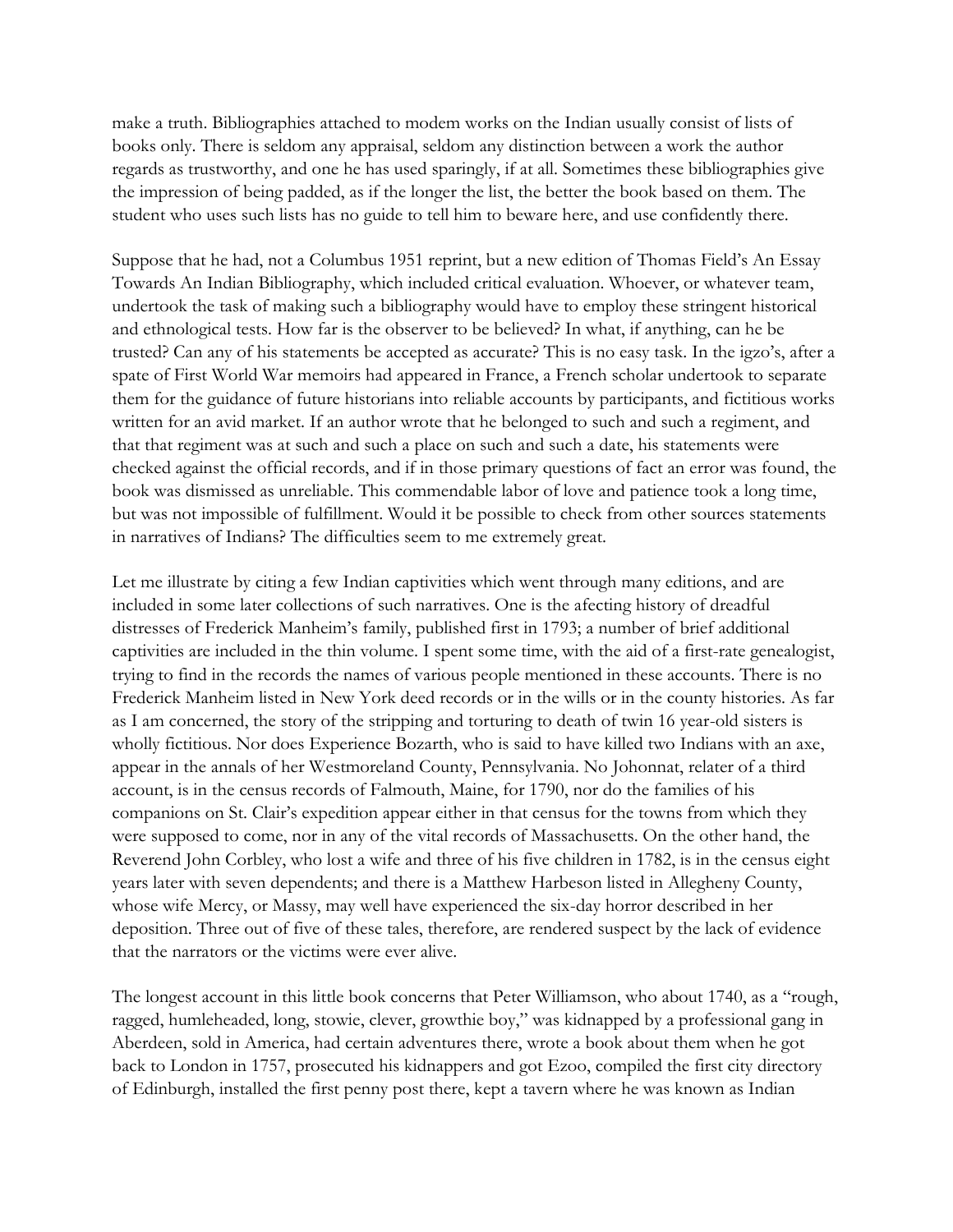make a truth. Bibliographies attached to modem works on the Indian usually consist of lists of books only. There is seldom any appraisal, seldom any distinction between a work the author regards as trustworthy, and one he has used sparingly, if at all. Sometimes these bibliographies give the impression of being padded, as if the longer the list, the better the book based on them. The student who uses such lists has no guide to tell him to beware here, and use confidently there.

Suppose that he had, not a Columbus 1951 reprint, but a new edition of Thomas Field's An Essay Towards An Indian Bibliography, which included critical evaluation. Whoever, or whatever team, undertook the task of making such a bibliography would have to employ these stringent historical and ethnological tests. How far is the observer to be believed? In what, if anything, can he be trusted? Can any of his statements be accepted as accurate? This is no easy task. In the igzo's, after a spate of First World War memoirs had appeared in France, a French scholar undertook to separate them for the guidance of future historians into reliable accounts by participants, and fictitious works written for an avid market. If an author wrote that he belonged to such and such a regiment, and that that regiment was at such and such a place on such and such a date, his statements were checked against the official records, and if in those primary questions of fact an error was found, the book was dismissed as unreliable. This commendable labor of love and patience took a long time, but was not impossible of fulfillment. Would it be possible to check from other sources statements in narratives of Indians? The difficulties seem to me extremely great.

Let me illustrate by citing a few Indian captivities which went through many editions, and are included in some later collections of such narratives. One is the afecting history of dreadful distresses of Frederick Manheim's family, published first in 1793; a number of brief additional captivities are included in the thin volume. I spent some time, with the aid of a first-rate genealogist, trying to find in the records the names of various people mentioned in these accounts. There is no Frederick Manheim listed in New York deed records or in the wills or in the county histories. As far as I am concerned, the story of the stripping and torturing to death of twin 16 year-old sisters is wholly fictitious. Nor does Experience Bozarth, who is said to have killed two Indians with an axe, appear in the annals of her Westmoreland County, Pennsylvania. No Johonnat, relater of a third account, is in the census records of Falmouth, Maine, for 1790, nor do the families of his companions on St. Clair's expedition appear either in that census for the towns from which they were supposed to come, nor in any of the vital records of Massachusetts. On the other hand, the Reverend John Corbley, who lost a wife and three of his five children in 1782, is in the census eight years later with seven dependents; and there is a Matthew Harbeson listed in Allegheny County, whose wife Mercy, or Massy, may well have experienced the six-day horror described in her deposition. Three out of five of these tales, therefore, are rendered suspect by the lack of evidence that the narrators or the victims were ever alive.

The longest account in this little book concerns that Peter Williamson, who about 1740, as a "rough, ragged, humleheaded, long, stowie, clever, growthie boy," was kidnapped by a professional gang in Aberdeen, sold in America, had certain adventures there, wrote a book about them when he got back to London in 1757, prosecuted his kidnappers and got Ezoo, compiled the first city directory of Edinburgh, installed the first penny post there, kept a tavern where he was known as Indian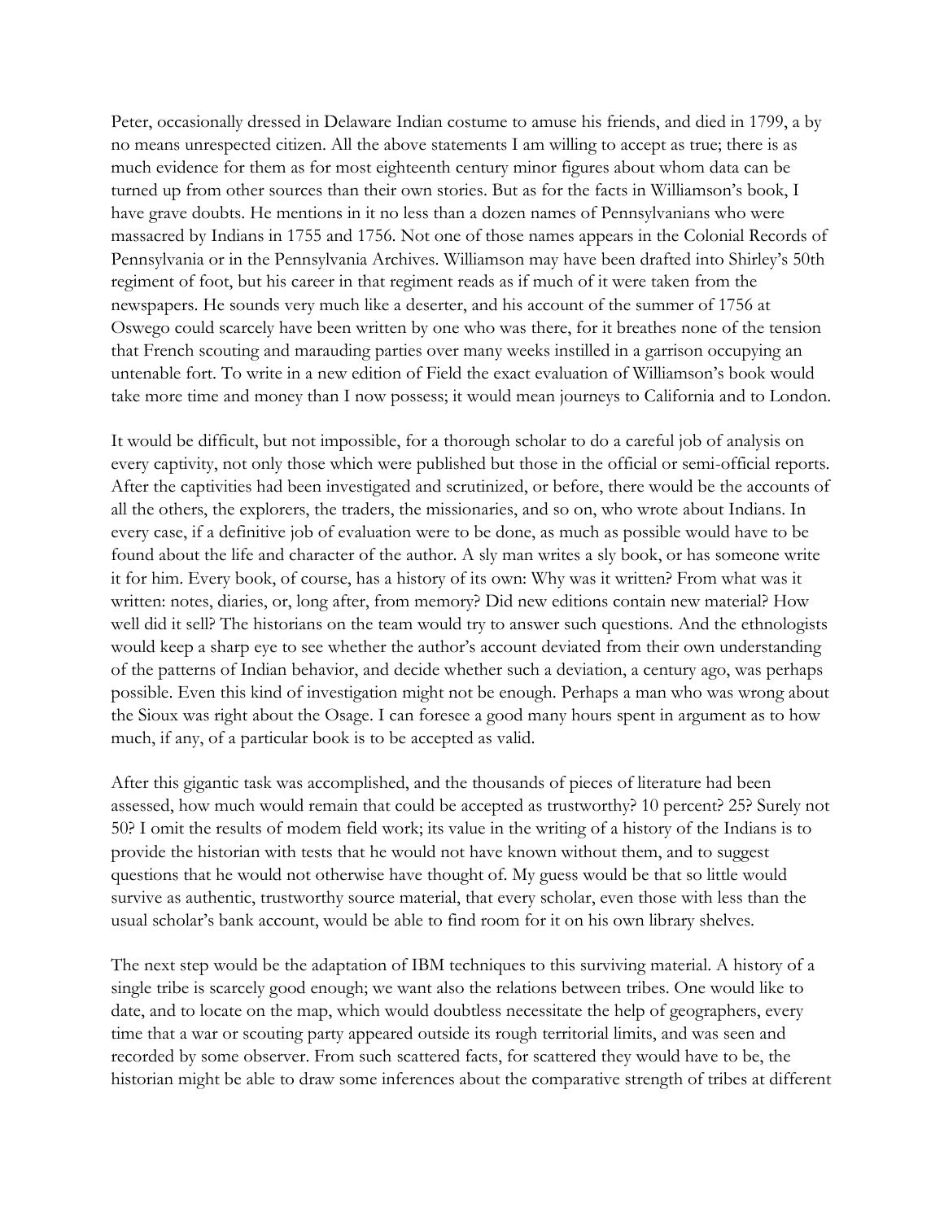Peter, occasionally dressed in Delaware Indian costume to amuse his friends, and died in 1799, a by no means unrespected citizen. All the above statements I am willing to accept as true; there is as much evidence for them as for most eighteenth century minor figures about whom data can be turned up from other sources than their own stories. But as for the facts in Williamson's book, I have grave doubts. He mentions in it no less than a dozen names of Pennsylvanians who were massacred by Indians in 1755 and 1756. Not one of those names appears in the Colonial Records of Pennsylvania or in the Pennsylvania Archives. Williamson may have been drafted into Shirley's 50th regiment of foot, but his career in that regiment reads as if much of it were taken from the newspapers. He sounds very much like a deserter, and his account of the summer of 1756 at Oswego could scarcely have been written by one who was there, for it breathes none of the tension that French scouting and marauding parties over many weeks instilled in a garrison occupying an untenable fort. To write in a new edition of Field the exact evaluation of Williamson's book would take more time and money than I now possess; it would mean journeys to California and to London.

It would be difficult, but not impossible, for a thorough scholar to do a careful job of analysis on every captivity, not only those which were published but those in the official or semi-official reports. After the captivities had been investigated and scrutinized, or before, there would be the accounts of all the others, the explorers, the traders, the missionaries, and so on, who wrote about Indians. In every case, if a definitive job of evaluation were to be done, as much as possible would have to be found about the life and character of the author. A sly man writes a sly book, or has someone write it for him. Every book, of course, has a history of its own: Why was it written? From what was it written: notes, diaries, or, long after, from memory? Did new editions contain new material? How well did it sell? The historians on the team would try to answer such questions. And the ethnologists would keep a sharp eye to see whether the author's account deviated from their own understanding of the patterns of Indian behavior, and decide whether such a deviation, a century ago, was perhaps possible. Even this kind of investigation might not be enough. Perhaps a man who was wrong about the Sioux was right about the Osage. I can foresee a good many hours spent in argument as to how much, if any, of a particular book is to be accepted as valid.

After this gigantic task was accomplished, and the thousands of pieces of literature had been assessed, how much would remain that could be accepted as trustworthy? 10 percent? 25? Surely not 50? I omit the results of modem field work; its value in the writing of a history of the Indians is to provide the historian with tests that he would not have known without them, and to suggest questions that he would not otherwise have thought of. My guess would be that so little would survive as authentic, trustworthy source material, that every scholar, even those with less than the usual scholar's bank account, would be able to find room for it on his own library shelves.

The next step would be the adaptation of IBM techniques to this surviving material. A history of a single tribe is scarcely good enough; we want also the relations between tribes. One would like to date, and to locate on the map, which would doubtless necessitate the help of geographers, every time that a war or scouting party appeared outside its rough territorial limits, and was seen and recorded by some observer. From such scattered facts, for scattered they would have to be, the historian might be able to draw some inferences about the comparative strength of tribes at different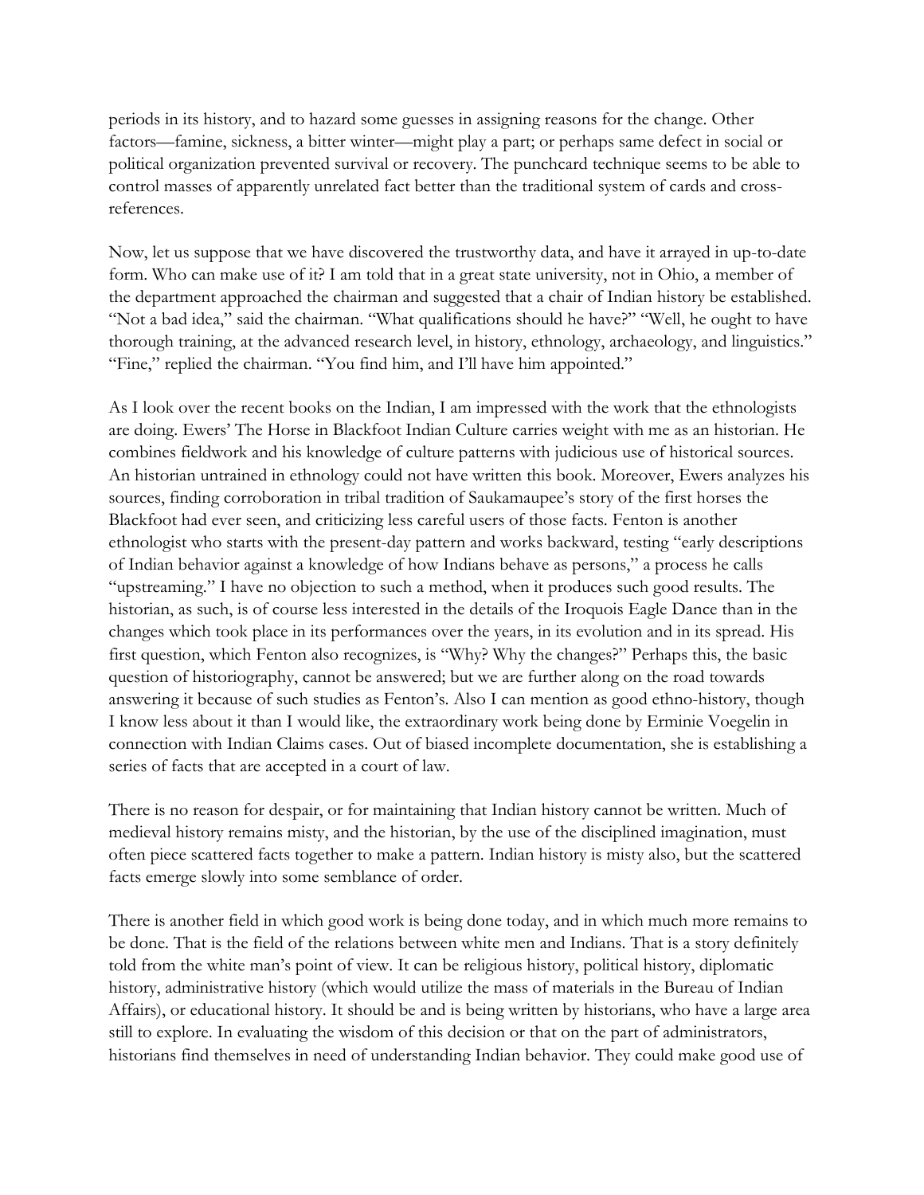periods in its history, and to hazard some guesses in assigning reasons for the change. Other factors—famine, sickness, a bitter winter—might play a part; or perhaps same defect in social or political organization prevented survival or recovery. The punchcard technique seems to be able to control masses of apparently unrelated fact better than the traditional system of cards and cross-references.

Now, let us suppose that we have discovered the trustworthy data, and have it arrayed in up-to-date form. Who can make use of it? I am told that in a great state university, not in Ohio, a member of the department approached the chairman and suggested that a chair of Indian history be established. "Not a bad idea," said the chairman. "What qualifications should he have?" "Well, he ought to have thorough training, at the advanced research level, in history, ethnology, archaeology, and linguistics." "Fine," replied the chairman. "You find him, and I'll have him appointed."

As I look over the recent books on the Indian, I am impressed with the work that the ethnologists are doing. Ewers' The Horse in Blackfoot Indian Culture carries weight with me as an historian. He combines fieldwork and his knowledge of culture patterns with judicious use of historical sources. An historian untrained in ethnology could not have written this book. Moreover, Ewers analyzes his sources, finding corroboration in tribal tradition of Saukamaupee's story of the first horses the Blackfoot had ever seen, and criticizing less careful users of those facts. Fenton is another ethnologist who starts with the present-day pattern and works backward, testing "early descriptions of Indian behavior against a knowledge of how Indians behave as persons," a process he calls "upstreaming." I have no objection to such a method, when it produces such good results. The historian, as such, is of course less interested in the details of the Iroquois Eagle Dance than in the changes which took place in its performances over the years, in its evolution and in its spread. His first question, which Fenton also recognizes, is "Why? Why the changes?" Perhaps this, the basic question of historiography, cannot be answered; but we are further along on the road towards answering it because of such studies as Fenton's. Also I can mention as good ethno-history, though I know less about it than I would like, the extraordinary work being done by Erminie Voegelin in connection with Indian Claims cases. Out of biased incomplete documentation, she is establishing a series of facts that are accepted in a court of law.

There is no reason for despair, or for maintaining that Indian history cannot be written. Much of medieval history remains misty, and the historian, by the use of the disciplined imagination, must often piece scattered facts together to make a pattern. Indian history is misty also, but the scattered facts emerge slowly into some semblance of order.

There is another field in which good work is being done today, and in which much more remains to be done. That is the field of the relations between white men and Indians. That is a story definitely told from the white man's point of view. It can be religious history, political history, diplomatic history, administrative history (which would utilize the mass of materials in the Bureau of Indian Affairs), or educational history. It should be and is being written by historians, who have a large area still to explore. In evaluating the wisdom of this decision or that on the part of administrators, historians find themselves in need of understanding Indian behavior. They could make good use of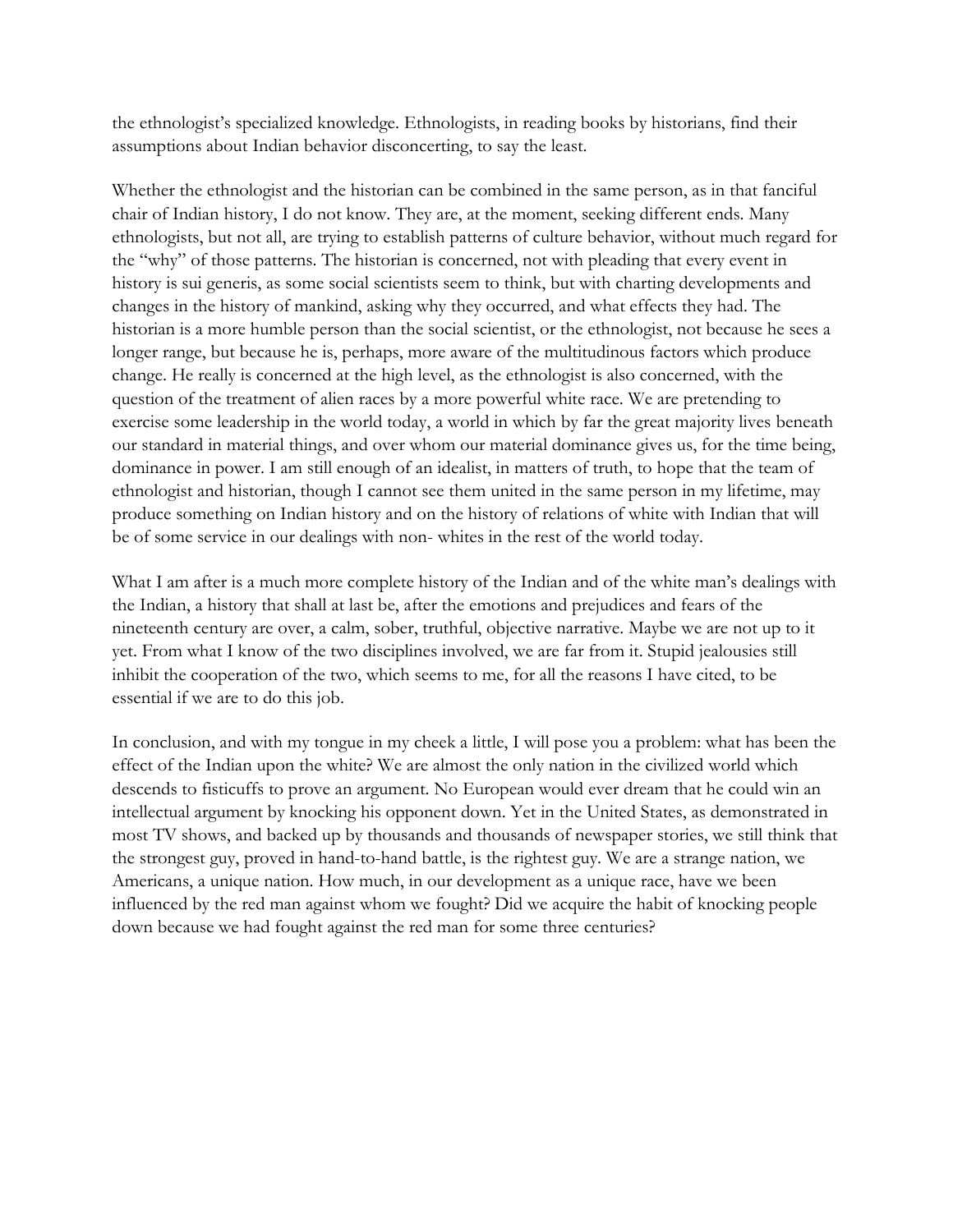the ethnologist's specialized knowledge. Ethnologists, in reading books by historians, find their assumptions about Indian behavior disconcerting, to say the least.

Whether the ethnologist and the historian can be combined in the same person, as in that fanciful chair of Indian history, I do not know. They are, at the moment, seeking different ends. Many ethnologists, but not all, are trying to establish patterns of culture behavior, without much regard for the "why" of those patterns. The historian is concerned, not with pleading that every event in history is sui generis, as some social scientists seem to think, but with charting developments and changes in the history of mankind, asking why they occurred, and what effects they had. The historian is a more humble person than the social scientist, or the ethnologist, not because he sees a longer range, but because he is, perhaps, more aware of the multitudinous factors which produce change. He really is concerned at the high level, as the ethnologist is also concerned, with the question of the treatment of alien races by a more powerful white race. We are pretending to exercise some leadership in the world today, a world in which by far the great majority lives beneath our standard in material things, and over whom our material dominance gives us, for the time being, dominance in power. I am still enough of an idealist, in matters of truth, to hope that the team of ethnologist and historian, though I cannot see them united in the same person in my lifetime, may produce something on Indian history and on the history of relations of white with Indian that will be of some service in our dealings with non- whites in the rest of the world today.

What I am after is a much more complete history of the Indian and of the white man's dealings with the Indian, a history that shall at last be, after the emotions and prejudices and fears of the nineteenth century are over, a calm, sober, truthful, objective narrative. Maybe we are not up to it yet. From what I know of the two disciplines involved, we are far from it. Stupid jealousies still inhibit the cooperation of the two, which seems to me, for all the reasons I have cited, to be essential if we are to do this job.

In conclusion, and with my tongue in my cheek a little, I will pose you a problem: what has been the effect of the Indian upon the white? We are almost the only nation in the civilized world which descends to fisticuffs to prove an argument. No European would ever dream that he could win an intellectual argument by knocking his opponent down. Yet in the United States, as demonstrated in most TV shows, and backed up by thousands and thousands of newspaper stories, we still think that the strongest guy, proved in hand-to-hand battle, is the rightest guy. We are a strange nation, we Americans, a unique nation. How much, in our development as a unique race, have we been influenced by the red man against whom we fought? Did we acquire the habit of knocking people down because we had fought against the red man for some three centuries?